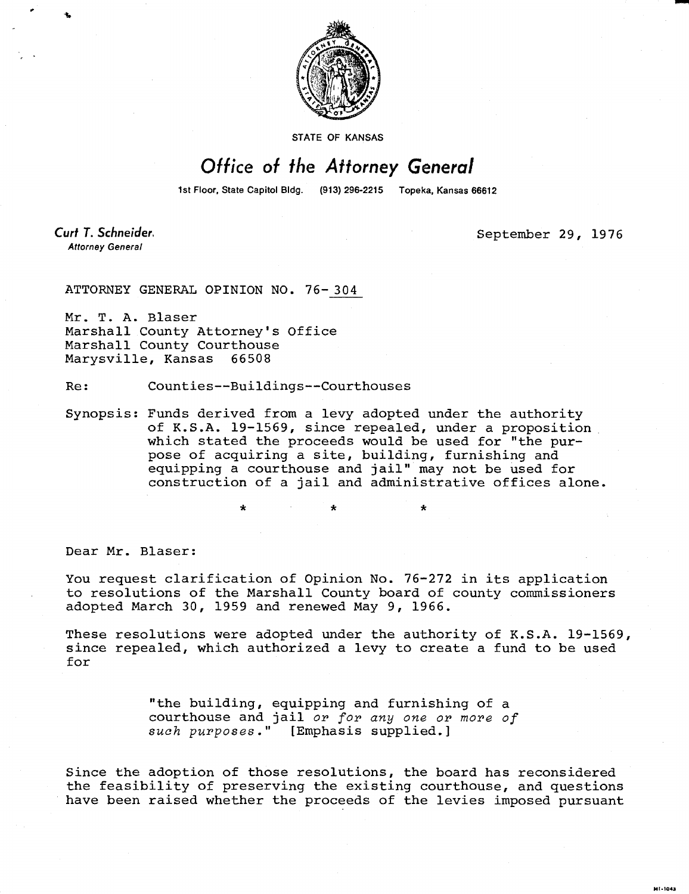STATE OF KANSAS

# Office of the Attorney General

1st Floor, State Capitol Bldg. (913) 296-2215 Topeka, Kansas 66612

**Curt T. Schneider**
*Attorney General*

September 29, 1976

ATTORNEY GENERAL OPINION NO. 76-304

Mr. T. A. Blaser
Marshall County Attorney's Office
Marshall County Courthouse
Marysville, Kansas 66508

Re: Counties--Buildings--Courthouses

Synopsis: Funds derived from a levy adopted under the authority of K.S.A. 19-1569, since repealed, under a proposition which stated the proceeds would be used for "the purpose of acquiring a site, building, furnishing and equipping a courthouse and jail" may not be used for construction of a jail and administrative offices alone.

\* \* \*

Dear Mr. Blaser:

You request clarification of Opinion No. 76-272 in its application to resolutions of the Marshall County board of county commissioners adopted March 30, 1959 and renewed May 9, 1966.

These resolutions were adopted under the authority of K.S.A. 19-1569, since repealed, which authorized a levy to create a fund to be used for

> "the building, equipping and furnishing of a courthouse and jail *or for any one or more of such purposes*." [Emphasis supplied.]

Since the adoption of those resolutions, the board has reconsidered the feasibility of preserving the existing courthouse, and questions have been raised whether the proceeds of the levies imposed pursuant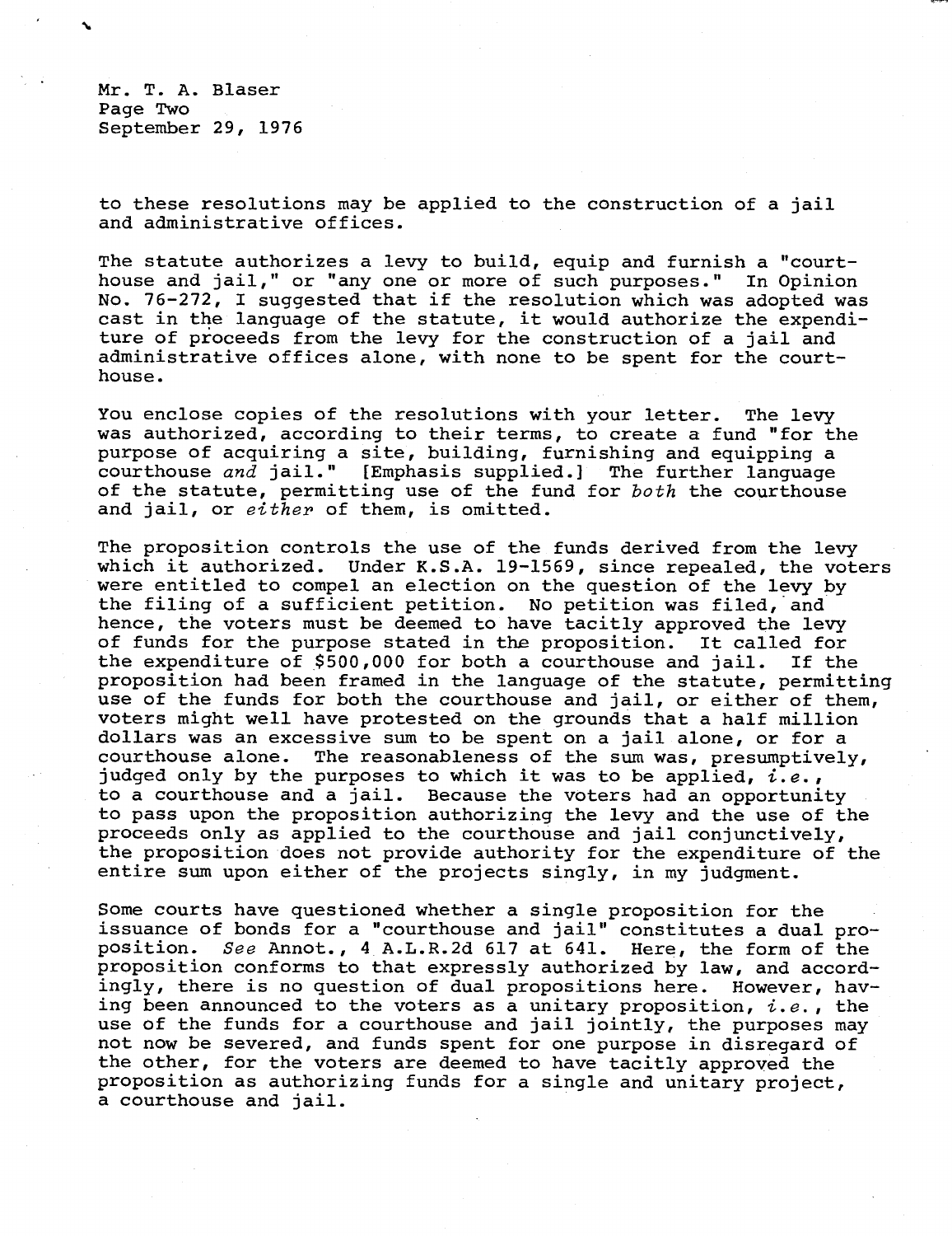to these resolutions may be applied to the construction of a jail and administrative offices.

The statute authorizes a levy to build, equip and furnish a "courthouse and jail," or "any one or more of such purposes." In Opinion No. 76-272, I suggested that if the resolution which was adopted was cast in the language of the statute, it would authorize the expenditure of proceeds from the levy for the construction of a jail and administrative offices alone, with none to be spent for the courthouse.

You enclose copies of the resolutions with your letter. The levy was authorized, according to their terms, to create a fund "for the purpose of acquiring a site, building, furnishing and equipping a courthouse *and* jail." [Emphasis supplied.] The further language of the statute, permitting use of the fund for *both* the courthouse and jail, or *either* of them, is omitted.

The proposition controls the use of the funds derived from the levy which it authorized. Under K.S.A. 19-1569, since repealed, the voters were entitled to compel an election on the question of the levy by the filing of a sufficient petition. No petition was filed, and hence, the voters must be deemed to have tacitly approved the levy of funds for the purpose stated in the proposition. It called for the expenditure of $500,000 for both a courthouse and jail. If the proposition had been framed in the language of the statute, permitting use of the funds for both the courthouse and jail, or either of them, voters might well have protested on the grounds that a half million dollars was an excessive sum to be spent on a jail alone, or for a courthouse alone. The reasonableness of the sum was, presumptively, judged only by the purposes to which it was to be applied, *i.e.*, to a courthouse and a jail. Because the voters had an opportunity to pass upon the proposition authorizing the levy and the use of the proceeds only as applied to the courthouse and jail conjunctively, the proposition does not provide authority for the expenditure of the entire sum upon either of the projects singly, in my judgment.

Some courts have questioned whether a single proposition for the issuance of bonds for a "courthouse and jail" constitutes a dual proposition. *See* Annot., 4 A.L.R.2d 617 at 641. Here, the form of the proposition conforms to that expressly authorized by law, and accordingly, there is no question of dual propositions here. However, having been announced to the voters as a unitary proposition, *i.e.*, the use of the funds for a courthouse and jail jointly, the purposes may not now be severed, and funds spent for one purpose in disregard of the other, for the voters are deemed to have tacitly approved the proposition as authorizing funds for a single and unitary project, a courthouse and jail.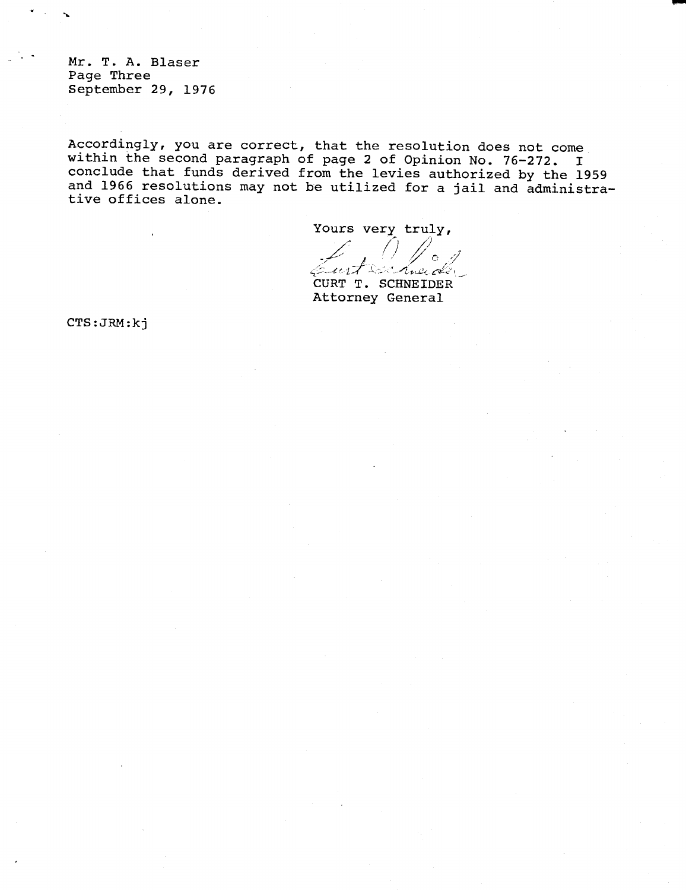Mr. T. A. Blaser
Page Three
September 29, 1976

Accordingly, you are correct, that the resolution does not come within the second paragraph of page 2 of Opinion No. 76-272. I conclude that funds derived from the levies authorized by the 1959 and 1966 resolutions may not be utilized for a jail and administrative offices alone.

Yours very truly,

CURT T. SCHNEIDER
Attorney General

CTS:JRM:kj